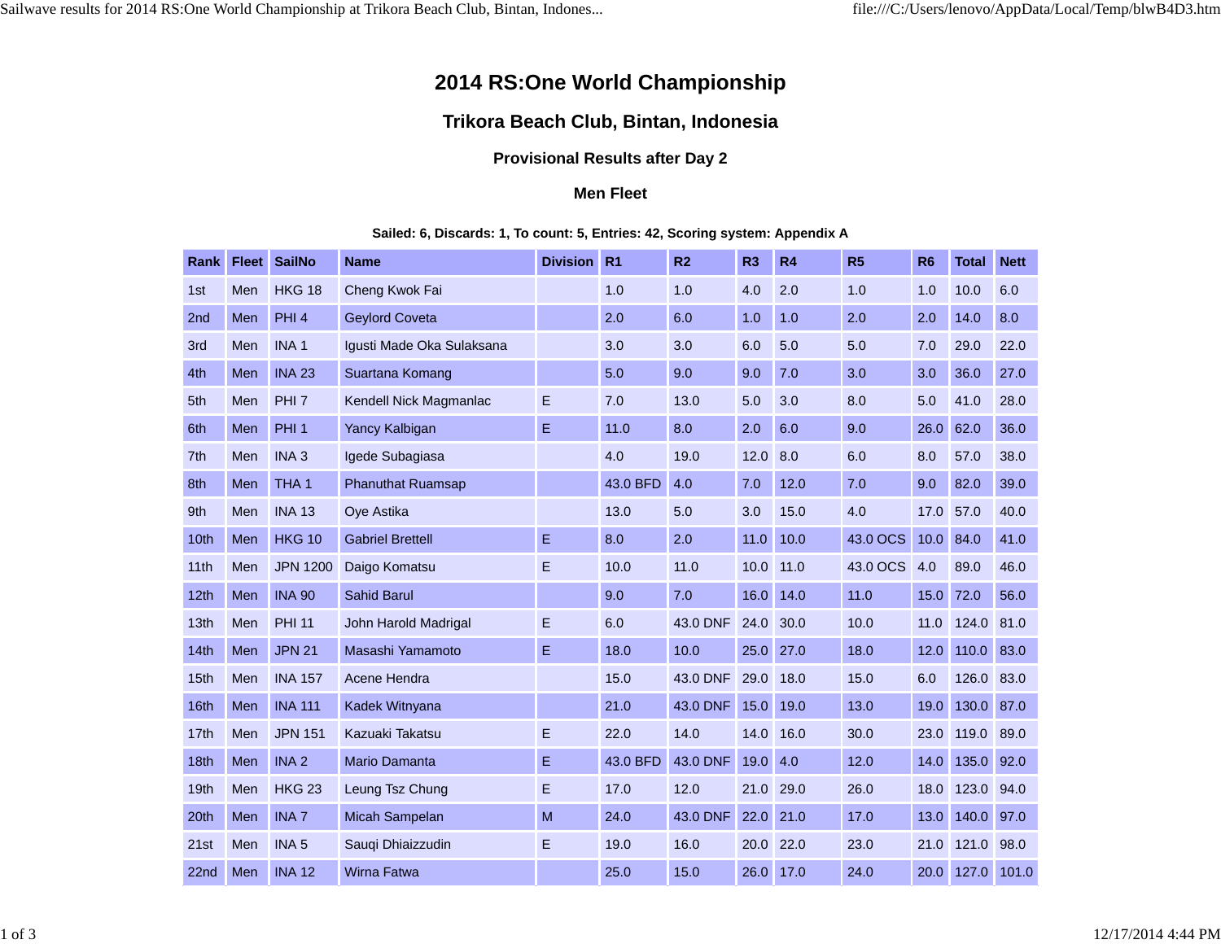# 2014 RS:One World Championship

## Trikora Beach Club, Bintan, Indonesia

### Provisional Results after Day 2

### Men Fleet

**Sailed: 6, Discards: 1, To count: 5, Entries: 42, Scoring system: Appendix A**

| Rank | Fleet | SailNo | Name | Division | R1 | R2 | R3 | R4 | R5 | R6 | Total | Nett |
|---|---|---|---|---|---|---|---|---|---|---|---|---|
| 1st | Men | HKG 18 | Cheng Kwok Fai | | 1.0 | 1.0 | 4.0 | 2.0 | 1.0 | 1.0 | 10.0 | 6.0 |
| 2nd | Men | PHI 4 | Geylord Coveta | | 2.0 | 6.0 | 1.0 | 1.0 | 2.0 | 2.0 | 14.0 | 8.0 |
| 3rd | Men | INA 1 | Igusti Made Oka Sulaksana | | 3.0 | 3.0 | 6.0 | 5.0 | 5.0 | 7.0 | 29.0 | 22.0 |
| 4th | Men | INA 23 | Suartana Komang | | 5.0 | 9.0 | 9.0 | 7.0 | 3.0 | 3.0 | 36.0 | 27.0 |
| 5th | Men | PHI 7 | Kendell Nick Magmanlac | E | 7.0 | 13.0 | 5.0 | 3.0 | 8.0 | 5.0 | 41.0 | 28.0 |
| 6th | Men | PHI 1 | Yancy Kalbigan | E | 11.0 | 8.0 | 2.0 | 6.0 | 9.0 | 26.0 | 62.0 | 36.0 |
| 7th | Men | INA 3 | Igede Subagiasa | | 4.0 | 19.0 | 12.0 | 8.0 | 6.0 | 8.0 | 57.0 | 38.0 |
| 8th | Men | THA 1 | Phanuthat Ruamsap | | 43.0 BFD | 4.0 | 7.0 | 12.0 | 7.0 | 9.0 | 82.0 | 39.0 |
| 9th | Men | INA 13 | Oye Astika | | 13.0 | 5.0 | 3.0 | 15.0 | 4.0 | 17.0 | 57.0 | 40.0 |
| 10th | Men | HKG 10 | Gabriel Brettell | E | 8.0 | 2.0 | 11.0 | 10.0 | 43.0 OCS | 10.0 | 84.0 | 41.0 |
| 11th | Men | JPN 1200 | Daigo Komatsu | E | 10.0 | 11.0 | 10.0 | 11.0 | 43.0 OCS | 4.0 | 89.0 | 46.0 |
| 12th | Men | INA 90 | Sahid Barul | | 9.0 | 7.0 | 16.0 | 14.0 | 11.0 | 15.0 | 72.0 | 56.0 |
| 13th | Men | PHI 11 | John Harold Madrigal | E | 6.0 | 43.0 DNF | 24.0 | 30.0 | 10.0 | 11.0 | 124.0 | 81.0 |
| 14th | Men | JPN 21 | Masashi Yamamoto | E | 18.0 | 10.0 | 25.0 | 27.0 | 18.0 | 12.0 | 110.0 | 83.0 |
| 15th | Men | INA 157 | Acene Hendra | | 15.0 | 43.0 DNF | 29.0 | 18.0 | 15.0 | 6.0 | 126.0 | 83.0 |
| 16th | Men | INA 111 | Kadek Witnyana | | 21.0 | 43.0 DNF | 15.0 | 19.0 | 13.0 | 19.0 | 130.0 | 87.0 |
| 17th | Men | JPN 151 | Kazuaki Takatsu | E | 22.0 | 14.0 | 14.0 | 16.0 | 30.0 | 23.0 | 119.0 | 89.0 |
| 18th | Men | INA 2 | Mario Damanta | E | 43.0 BFD | 43.0 DNF | 19.0 | 4.0 | 12.0 | 14.0 | 135.0 | 92.0 |
| 19th | Men | HKG 23 | Leung Tsz Chung | E | 17.0 | 12.0 | 21.0 | 29.0 | 26.0 | 18.0 | 123.0 | 94.0 |
| 20th | Men | INA 7 | Micah Sampelan | M | 24.0 | 43.0 DNF | 22.0 | 21.0 | 17.0 | 13.0 | 140.0 | 97.0 |
| 21st | Men | INA 5 | Sauqi Dhiaizzudin | E | 19.0 | 16.0 | 20.0 | 22.0 | 23.0 | 21.0 | 121.0 | 98.0 |
| 22nd | Men | INA 12 | Wirna Fatwa | | 25.0 | 15.0 | 26.0 | 17.0 | 24.0 | 20.0 | 127.0 | 101.0 |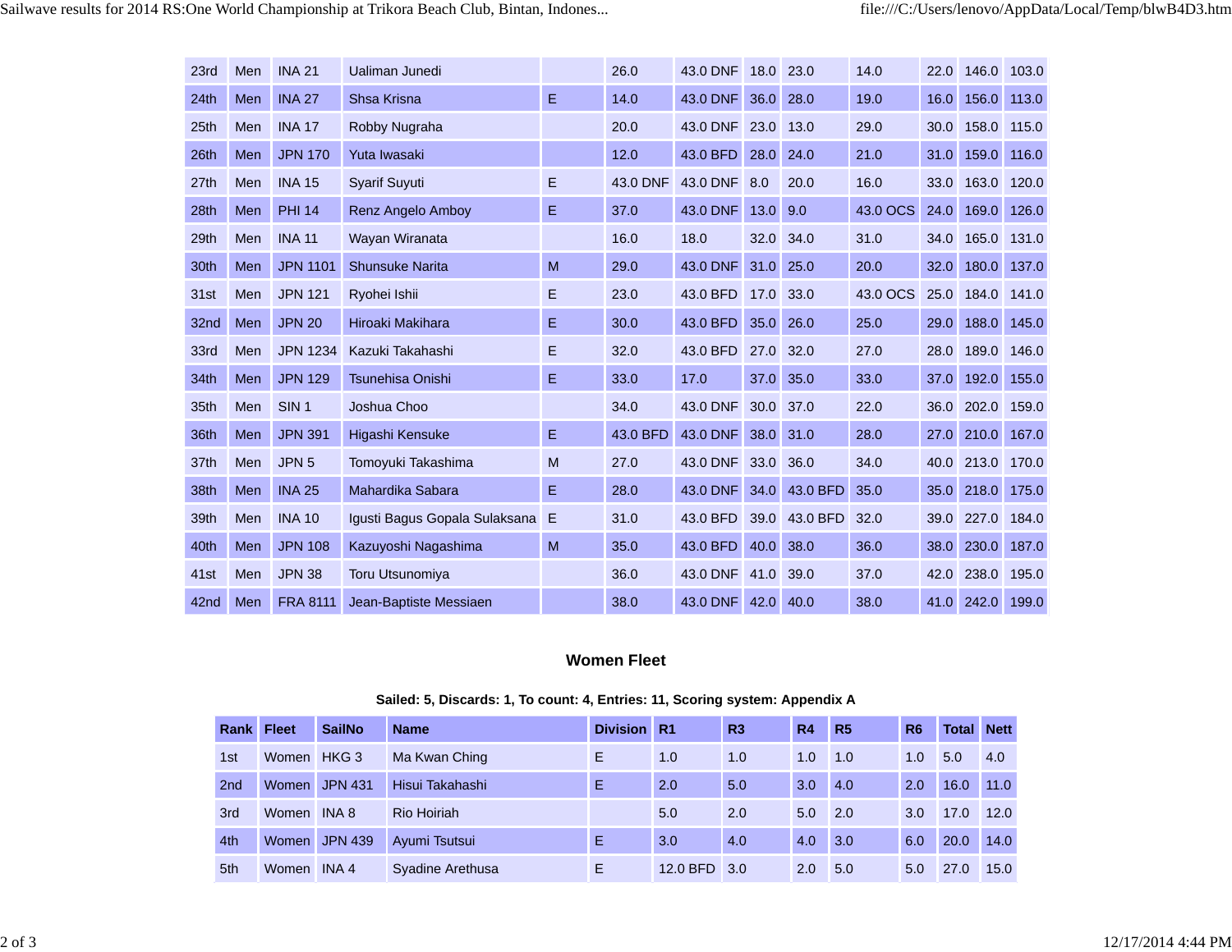| | | | | | | | | | | | | |
|---|---|---|---|---|---|---|---|---|---|---|---|---|
| 23rd | Men | INA 21 | Ualiman Junedi | | 26.0 | 43.0 DNF | 18.0 | 23.0 | 14.0 | 22.0 | 146.0 | 103.0 |
| 24th | Men | INA 27 | Shsa Krisna | E | 14.0 | 43.0 DNF | 36.0 | 28.0 | 19.0 | 16.0 | 156.0 | 113.0 |
| 25th | Men | INA 17 | Robby Nugraha | | 20.0 | 43.0 DNF | 23.0 | 13.0 | 29.0 | 30.0 | 158.0 | 115.0 |
| 26th | Men | JPN 170 | Yuta Iwasaki | | 12.0 | 43.0 BFD | 28.0 | 24.0 | 21.0 | 31.0 | 159.0 | 116.0 |
| 27th | Men | INA 15 | Syarif Suyuti | E | 43.0 DNF | 43.0 DNF | 8.0 | 20.0 | 16.0 | 33.0 | 163.0 | 120.0 |
| 28th | Men | PHI 14 | Renz Angelo Amboy | E | 37.0 | 43.0 DNF | 13.0 | 9.0 | 43.0 OCS | 24.0 | 169.0 | 126.0 |
| 29th | Men | INA 11 | Wayan Wiranata | | 16.0 | 18.0 | 32.0 | 34.0 | 31.0 | 34.0 | 165.0 | 131.0 |
| 30th | Men | JPN 1101 | Shunsuke Narita | M | 29.0 | 43.0 DNF | 31.0 | 25.0 | 20.0 | 32.0 | 180.0 | 137.0 |
| 31st | Men | JPN 121 | Ryohei Ishii | E | 23.0 | 43.0 BFD | 17.0 | 33.0 | 43.0 OCS | 25.0 | 184.0 | 141.0 |
| 32nd | Men | JPN 20 | Hiroaki Makihara | E | 30.0 | 43.0 BFD | 35.0 | 26.0 | 25.0 | 29.0 | 188.0 | 145.0 |
| 33rd | Men | JPN 1234 | Kazuki Takahashi | E | 32.0 | 43.0 BFD | 27.0 | 32.0 | 27.0 | 28.0 | 189.0 | 146.0 |
| 34th | Men | JPN 129 | Tsunehisa Onishi | E | 33.0 | 17.0 | 37.0 | 35.0 | 33.0 | 37.0 | 192.0 | 155.0 |
| 35th | Men | SIN 1 | Joshua Choo | | 34.0 | 43.0 DNF | 30.0 | 37.0 | 22.0 | 36.0 | 202.0 | 159.0 |
| 36th | Men | JPN 391 | Higashi Kensuke | E | 43.0 BFD | 43.0 DNF | 38.0 | 31.0 | 28.0 | 27.0 | 210.0 | 167.0 |
| 37th | Men | JPN 5 | Tomoyuki Takashima | M | 27.0 | 43.0 DNF | 33.0 | 36.0 | 34.0 | 40.0 | 213.0 | 170.0 |
| 38th | Men | INA 25 | Mahardika Sabara | E | 28.0 | 43.0 DNF | 34.0 | 43.0 BFD | 35.0 | 35.0 | 218.0 | 175.0 |
| 39th | Men | INA 10 | Igusti Bagus Gopala Sulaksana | E | 31.0 | 43.0 BFD | 39.0 | 43.0 BFD | 32.0 | 39.0 | 227.0 | 184.0 |
| 40th | Men | JPN 108 | Kazuyoshi Nagashima | M | 35.0 | 43.0 BFD | 40.0 | 38.0 | 36.0 | 38.0 | 230.0 | 187.0 |
| 41st | Men | JPN 38 | Toru Utsunomiya | | 36.0 | 43.0 DNF | 41.0 | 39.0 | 37.0 | 42.0 | 238.0 | 195.0 |
| 42nd | Men | FRA 8111 | Jean-Baptiste Messiaen | | 38.0 | 43.0 DNF | 42.0 | 40.0 | 38.0 | 41.0 | 242.0 | 199.0 |

## Women Fleet

**Sailed: 5, Discards: 1, To count: 4, Entries: 11, Scoring system: Appendix A**

| Rank | Fleet | SailNo | Name | Division | R1 | R3 | R4 | R5 | R6 | Total | Nett |
|---|---|---|---|---|---|---|---|---|---|---|---|
| 1st | Women | HKG 3 | Ma Kwan Ching | E | 1.0 | 1.0 | 1.0 | 1.0 | 1.0 | 5.0 | 4.0 |
| 2nd | Women | JPN 431 | Hisui Takahashi | E | 2.0 | 5.0 | 3.0 | 4.0 | 2.0 | 16.0 | 11.0 |
| 3rd | Women | INA 8 | Rio Hoiriah | | 5.0 | 2.0 | 5.0 | 2.0 | 3.0 | 17.0 | 12.0 |
| 4th | Women | JPN 439 | Ayumi Tsutsui | E | 3.0 | 4.0 | 4.0 | 3.0 | 6.0 | 20.0 | 14.0 |
| 5th | Women | INA 4 | Syadine Arethusa | E | 12.0 BFD | 3.0 | 2.0 | 5.0 | 5.0 | 27.0 | 15.0 |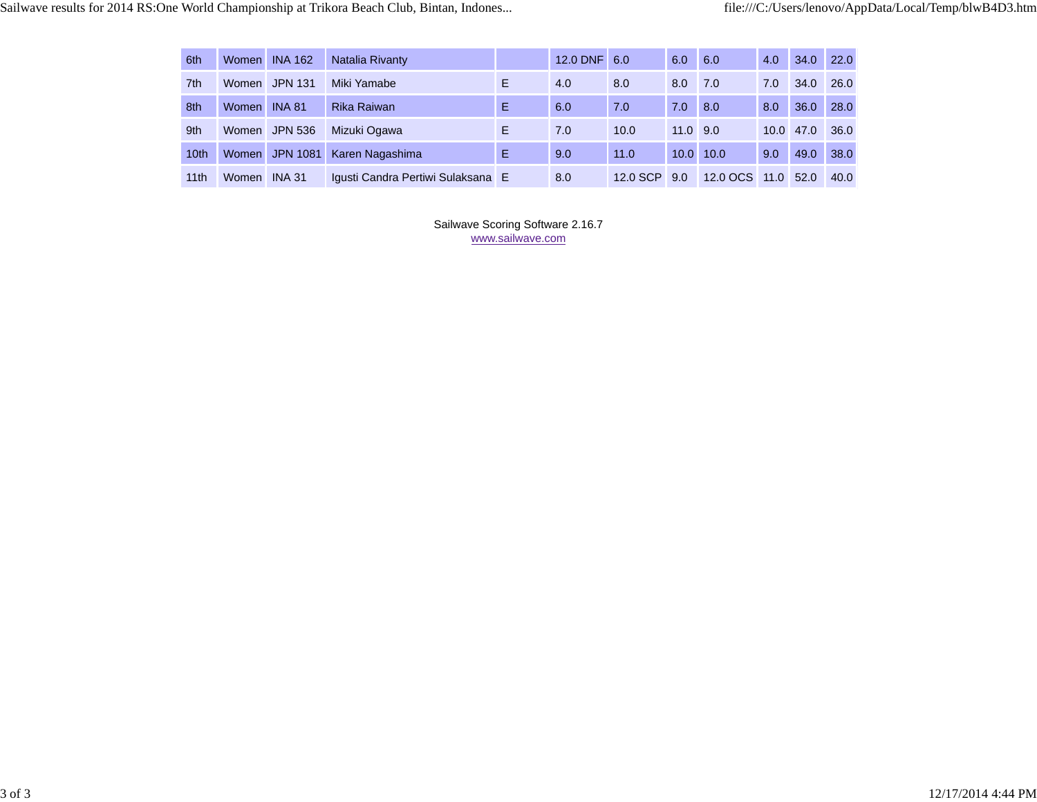| | | | | | | | | | | | |
|---|---|---|---|---|---|---|---|---|---|---|---|
| 6th | Women | INA 162 | Natalia Rivanty | | 12.0 DNF | 6.0 | 6.0 | 6.0 | 4.0 | 34.0 | 22.0 |
| 7th | Women | JPN 131 | Miki Yamabe | E | 4.0 | 8.0 | 8.0 | 7.0 | 7.0 | 34.0 | 26.0 |
| 8th | Women | INA 81 | Rika Raiwan | E | 6.0 | 7.0 | 7.0 | 8.0 | 8.0 | 36.0 | 28.0 |
| 9th | Women | JPN 536 | Mizuki Ogawa | E | 7.0 | 10.0 | 11.0 | 9.0 | 10.0 | 47.0 | 36.0 |
| 10th | Women | JPN 1081 | Karen Nagashima | E | 9.0 | 11.0 | 10.0 | 10.0 | 9.0 | 49.0 | 38.0 |
| 11th | Women | INA 31 | Igusti Candra Pertiwi Sulaksana | E | 8.0 | 12.0 SCP | 9.0 | 12.0 OCS | 11.0 | 52.0 | 40.0 |

Sailwave Scoring Software 2.16.7
www.sailwave.com